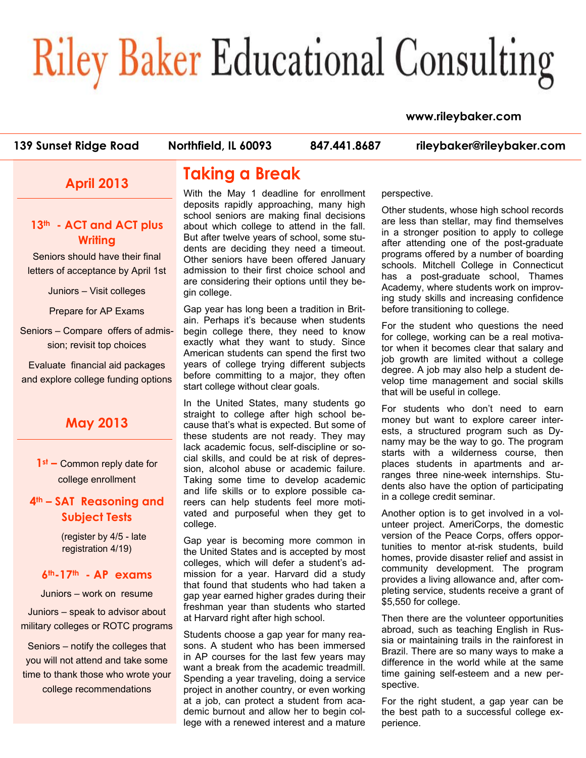# Riley Baker Educational Consulting

www.rileybaker.com

139 Sunset Ridge Road | Northfield, IL 60093 | 847.441.8687 | rileybaker@rileybaker.com

## April 2013

**13th - ACT and ACT plus Writing**

Seniors should have their final letters of acceptance by April 1st

Juniors – Visit colleges

Prepare for AP Exams

Seniors – Compare offers of admission; revisit top choices

Evaluate financial aid packages and explore college funding options

## May 2013

**1st –** Common reply date for college enrollment

**4th – SAT Reasoning and Subject Tests**

(register by 4/5 - late registration 4/19)

**6th-17th - AP exams**

Juniors – work on resume

Juniors – speak to advisor about military colleges or ROTC programs

Seniors – notify the colleges that you will not attend and take some time to thank those who wrote your college recommendations

# Taking a Break

With the May 1 deadline for enrollment deposits rapidly approaching, many high school seniors are making final decisions about which college to attend in the fall. But after twelve years of school, some students are deciding they need a timeout. Other seniors have been offered January admission to their first choice school and are considering their options until they begin college.

Gap year has long been a tradition in Britain. Perhaps it's because when students begin college there, they need to know exactly what they want to study. Since American students can spend the first two years of college trying different subjects before committing to a major, they often start college without clear goals.

In the United States, many students go straight to college after high school because that's what is expected. But some of these students are not ready. They may lack academic focus, self-discipline or social skills, and could be at risk of depression, alcohol abuse or academic failure. Taking some time to develop academic and life skills or to explore possible careers can help students feel more motivated and purposeful when they get to college.

Gap year is becoming more common in the United States and is accepted by most colleges, which will defer a student's admission for a year. Harvard did a study that found that students who had taken a gap year earned higher grades during their freshman year than students who started at Harvard right after high school.

Students choose a gap year for many reasons. A student who has been immersed in AP courses for the last few years may want a break from the academic treadmill. Spending a year traveling, doing a service project in another country, or even working at a job, can protect a student from academic burnout and allow her to begin college with a renewed interest and a mature perspective.

Other students, whose high school records are less than stellar, may find themselves in a stronger position to apply to college after attending one of the post-graduate programs offered by a number of boarding schools. Mitchell College in Connecticut has a post-graduate school, Thames Academy, where students work on improving study skills and increasing confidence before transitioning to college.

For the student who questions the need for college, working can be a real motivator when it becomes clear that salary and job growth are limited without a college degree. A job may also help a student develop time management and social skills that will be useful in college.

For students who don't need to earn money but want to explore career interests, a structured program such as Dynamy may be the way to go. The program starts with a wilderness course, then places students in apartments and arranges three nine-week internships. Students also have the option of participating in a college credit seminar.

Another option is to get involved in a volunteer project. AmeriCorps, the domestic version of the Peace Corps, offers opportunities to mentor at-risk students, build homes, provide disaster relief and assist in community development. The program provides a living allowance and, after completing service, students receive a grant of $5,550 for college.

Then there are the volunteer opportunities abroad, such as teaching English in Russia or maintaining trails in the rainforest in Brazil. There are so many ways to make a difference in the world while at the same time gaining self-esteem and a new perspective.

For the right student, a gap year can be the best path to a successful college experience.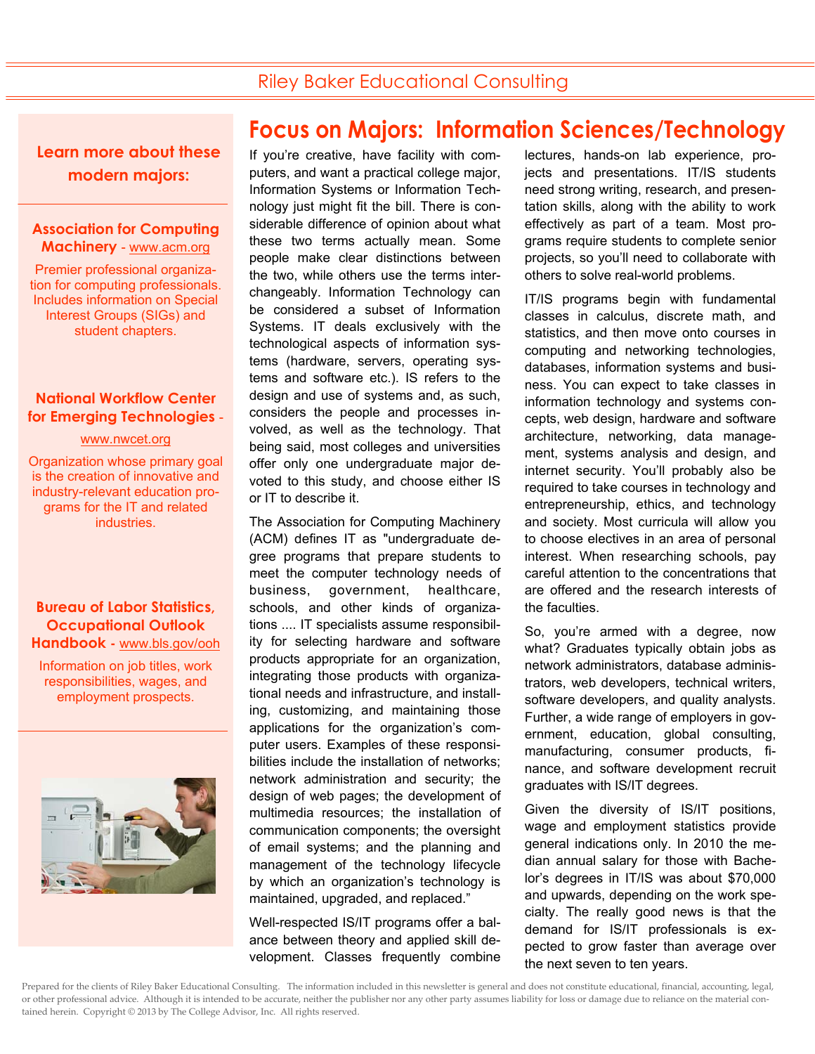# Focus on Majors: Information Sciences/Technology

If you're creative, have facility with computers, and want a practical college major, Information Systems or Information Technology just might fit the bill. There is considerable difference of opinion about what these two terms actually mean. Some people make clear distinctions between the two, while others use the terms interchangeably. Information Technology can be considered a subset of Information Systems. IT deals exclusively with the technological aspects of information systems (hardware, servers, operating systems and software etc.). IS refers to the design and use of systems and, as such, considers the people and processes involved, as well as the technology. That being said, most colleges and universities offer only one undergraduate major devoted to this study, and choose either IS or IT to describe it.

The Association for Computing Machinery (ACM) defines IT as "undergraduate degree programs that prepare students to meet the computer technology needs of business, government, healthcare, schools, and other kinds of organizations .... IT specialists assume responsibility for selecting hardware and software products appropriate for an organization, integrating those products with organizational needs and infrastructure, and installing, customizing, and maintaining those applications for the organization's computer users. Examples of these responsibilities include the installation of networks; network administration and security; the design of web pages; the development of multimedia resources; the installation of communication components; the oversight of email systems; and the planning and management of the technology lifecycle by which an organization's technology is maintained, upgraded, and replaced."

Well-respected IS/IT programs offer a balance between theory and applied skill development. Classes frequently combine lectures, hands-on lab experience, projects and presentations. IT/IS students need strong writing, research, and presentation skills, along with the ability to work effectively as part of a team. Most programs require students to complete senior projects, so you'll need to collaborate with others to solve real-world problems.

IT/IS programs begin with fundamental classes in calculus, discrete math, and statistics, and then move onto courses in computing and networking technologies, databases, information systems and business. You can expect to take classes in information technology and systems concepts, web design, hardware and software architecture, networking, data management, systems analysis and design, and internet security. You'll probably also be required to take courses in technology and entrepreneurship, ethics, and technology and society. Most curricula will allow you to choose electives in an area of personal interest. When researching schools, pay careful attention to the concentrations that are offered and the research interests of the faculties.

So, you're armed with a degree, now what? Graduates typically obtain jobs as network administrators, database administrators, web developers, technical writers, software developers, and quality analysts. Further, a wide range of employers in government, education, global consulting, manufacturing, consumer products, finance, and software development recruit graduates with IS/IT degrees.

Given the diversity of IS/IT positions, wage and employment statistics provide general indications only. In 2010 the median annual salary for those with Bachelor's degrees in IT/IS was about $70,000 and upwards, depending on the work specialty. The really good news is that the demand for IS/IT professionals is expected to grow faster than average over the next seven to ten years.

## Learn more about these modern majors:

**Association for Computing Machinery** - www.acm.org

Premier professional organization for computing professionals. Includes information on Special Interest Groups (SIGs) and student chapters.

**National Workflow Center for Emerging Technologies** - www.nwcet.org

Organization whose primary goal is the creation of innovative and industry-relevant education programs for the IT and related industries.

**Bureau of Labor Statistics, Occupational Outlook Handbook** - www.bls.gov/ooh

Information on job titles, work responsibilities, wages, and employment prospects.

Prepared for the clients of Riley Baker Educational Consulting. The information included in this newsletter is general and does not constitute educational, financial, accounting, legal, or other professional advice. Although it is intended to be accurate, neither the publisher nor any other party assumes liability for loss or damage due to reliance on the material contained herein. Copyright © 2013 by The College Advisor, Inc. All rights reserved.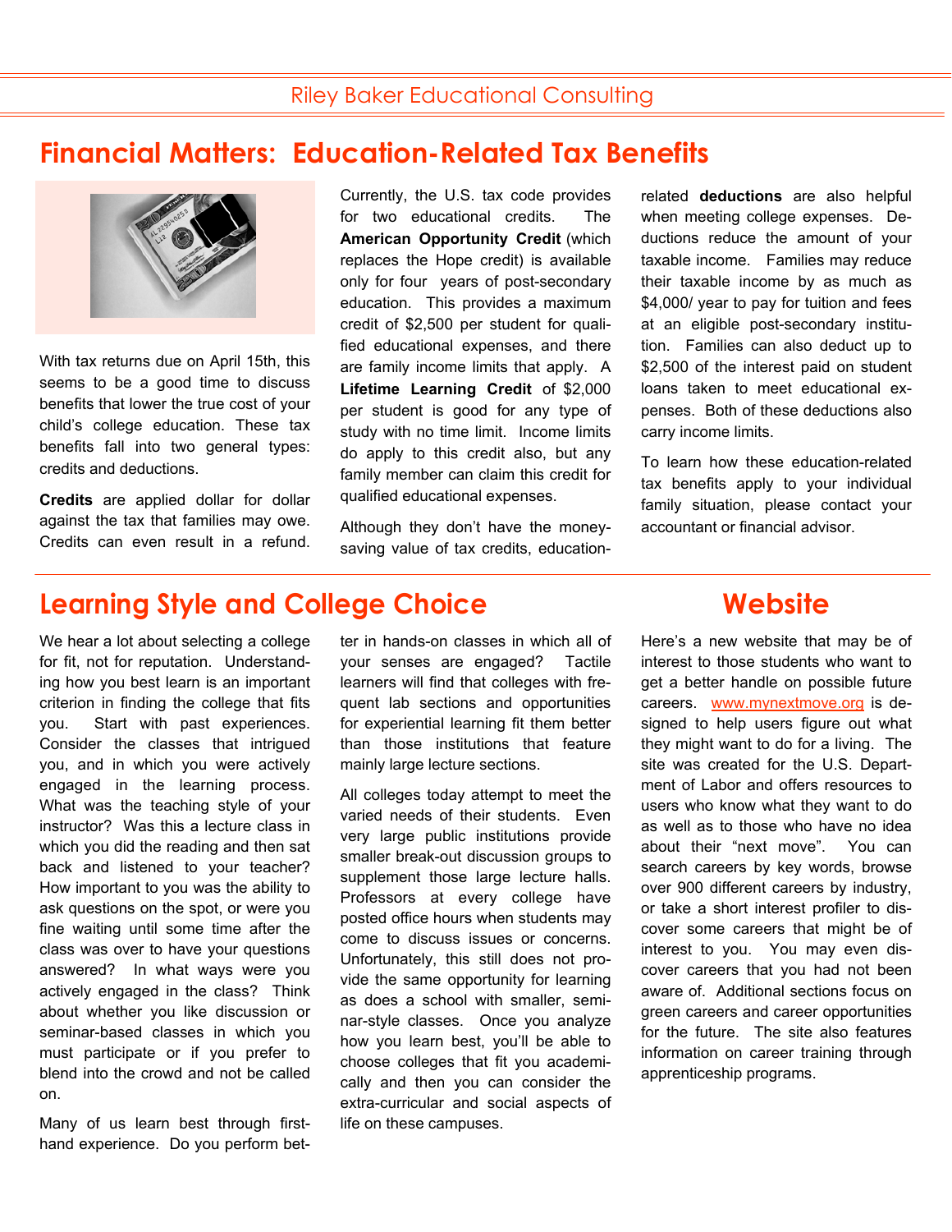# Financial Matters: Education-Related Tax Benefits

With tax returns due on April 15th, this seems to be a good time to discuss benefits that lower the true cost of your child's college education. These tax benefits fall into two general types: credits and deductions.

**Credits** are applied dollar for dollar against the tax that families may owe. Credits can even result in a refund. Currently, the U.S. tax code provides for two educational credits. The **American Opportunity Credit** (which replaces the Hope credit) is available only for four years of post-secondary education. This provides a maximum credit of $2,500 per student for qualified educational expenses, and there are family income limits that apply. A **Lifetime Learning Credit** of $2,000 per student is good for any type of study with no time limit. Income limits do apply to this credit also, but any family member can claim this credit for qualified educational expenses.

Although they don't have the money-saving value of tax credits, education-related **deductions** are also helpful when meeting college expenses. Deductions reduce the amount of your taxable income. Families may reduce their taxable income by as much as $4,000/ year to pay for tuition and fees at an eligible post-secondary institution. Families can also deduct up to $2,500 of the interest paid on student loans taken to meet educational expenses. Both of these deductions also carry income limits.

To learn how these education-related tax benefits apply to your individual family situation, please contact your accountant or financial advisor.

# Learning Style and College Choice

We hear a lot about selecting a college for fit, not for reputation. Understanding how you best learn is an important criterion in finding the college that fits you. Start with past experiences. Consider the classes that intrigued you, and in which you were actively engaged in the learning process. What was the teaching style of your instructor? Was this a lecture class in which you did the reading and then sat back and listened to your teacher? How important to you was the ability to ask questions on the spot, or were you fine waiting until some time after the class was over to have your questions answered? In what ways were you actively engaged in the class? Think about whether you like discussion or seminar-based classes in which you must participate or if you prefer to blend into the crowd and not be called on.

Many of us learn best through first-hand experience. Do you perform better in hands-on classes in which all of your senses are engaged? Tactile learners will find that colleges with frequent lab sections and opportunities for experiential learning fit them better than those institutions that feature mainly large lecture sections.

All colleges today attempt to meet the varied needs of their students. Even very large public institutions provide smaller break-out discussion groups to supplement those large lecture halls. Professors at every college have posted office hours when students may come to discuss issues or concerns. Unfortunately, this still does not provide the same opportunity for learning as does a school with smaller, seminar-style classes. Once you analyze how you learn best, you'll be able to choose colleges that fit you academically and then you can consider the extra-curricular and social aspects of life on these campuses.

# Website

Here's a new website that may be of interest to those students who want to get a better handle on possible future careers. www.mynextmove.org is designed to help users figure out what they might want to do for a living. The site was created for the U.S. Department of Labor and offers resources to users who know what they want to do as well as to those who have no idea about their "next move". You can search careers by key words, browse over 900 different careers by industry, or take a short interest profiler to discover some careers that might be of interest to you. You may even discover careers that you had not been aware of. Additional sections focus on green careers and career opportunities for the future. The site also features information on career training through apprenticeship programs.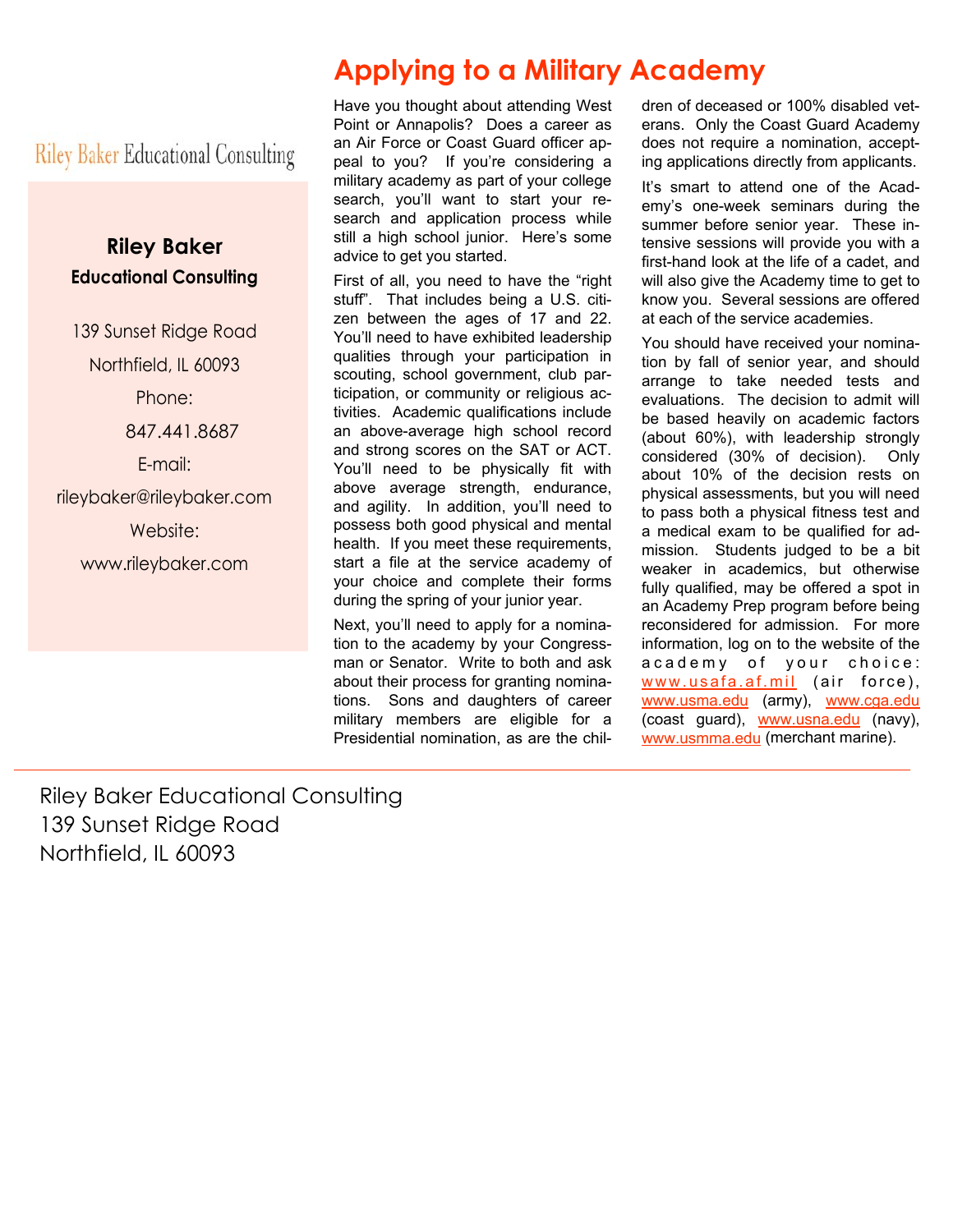Riley Baker Educational Consulting

**Riley Baker**

**Educational Consulting**

139 Sunset Ridge Road

Northfield, IL 60093

Phone:

847.441.8687

E-mail:

rileybaker@rileybaker.com

Website:

www.rileybaker.com

# Applying to a Military Academy

Have you thought about attending West Point or Annapolis? Does a career as an Air Force or Coast Guard officer appeal to you? If you're considering a military academy as part of your college search, you'll want to start your research and application process while still a high school junior. Here's some advice to get you started.

First of all, you need to have the "right stuff". That includes being a U.S. citizen between the ages of 17 and 22. You'll need to have exhibited leadership qualities through your participation in scouting, school government, club participation, or community or religious activities. Academic qualifications include an above-average high school record and strong scores on the SAT or ACT. You'll need to be physically fit with above average strength, endurance, and agility. In addition, you'll need to possess both good physical and mental health. If you meet these requirements, start a file at the service academy of your choice and complete their forms during the spring of your junior year.

Next, you'll need to apply for a nomination to the academy by your Congressman or Senator. Write to both and ask about their process for granting nominations. Sons and daughters of career military members are eligible for a Presidential nomination, as are the children of deceased or 100% disabled veterans. Only the Coast Guard Academy does not require a nomination, accepting applications directly from applicants.

It's smart to attend one of the Academy's one-week seminars during the summer before senior year. These intensive sessions will provide you with a first-hand look at the life of a cadet, and will also give the Academy time to get to know you. Several sessions are offered at each of the service academies.

You should have received your nomination by fall of senior year, and should arrange to take needed tests and evaluations. The decision to admit will be based heavily on academic factors (about 60%), with leadership strongly considered (30% of decision). Only about 10% of the decision rests on physical assessments, but you will need to pass both a physical fitness test and a medical exam to be qualified for admission. Students judged to be a bit weaker in academics, but otherwise fully qualified, may be offered a spot in an Academy Prep program before being reconsidered for admission. For more information, log on to the website of the academy of your choice: www.usafa.af.mil (air force), www.usma.edu (army), www.cga.edu (coast guard), www.usna.edu (navy), www.usmma.edu (merchant marine).

---

Riley Baker Educational Consulting
139 Sunset Ridge Road
Northfield, IL 60093